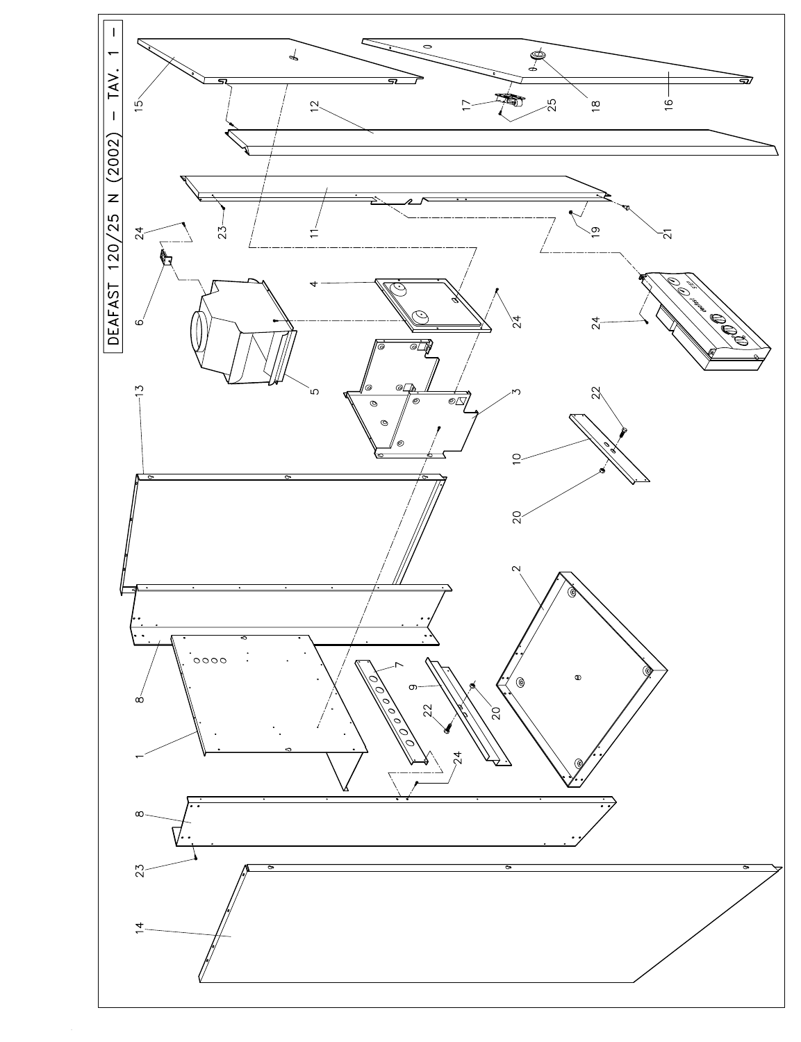# DEAFAST 120/25 N (2002) – TAV. 1 –

1 2 3 4 5 6 7 8 8 9 10 11 12 13 14 15 16 17 18 19 20 20 21 22 22 23 23 24 24 24 24 24 25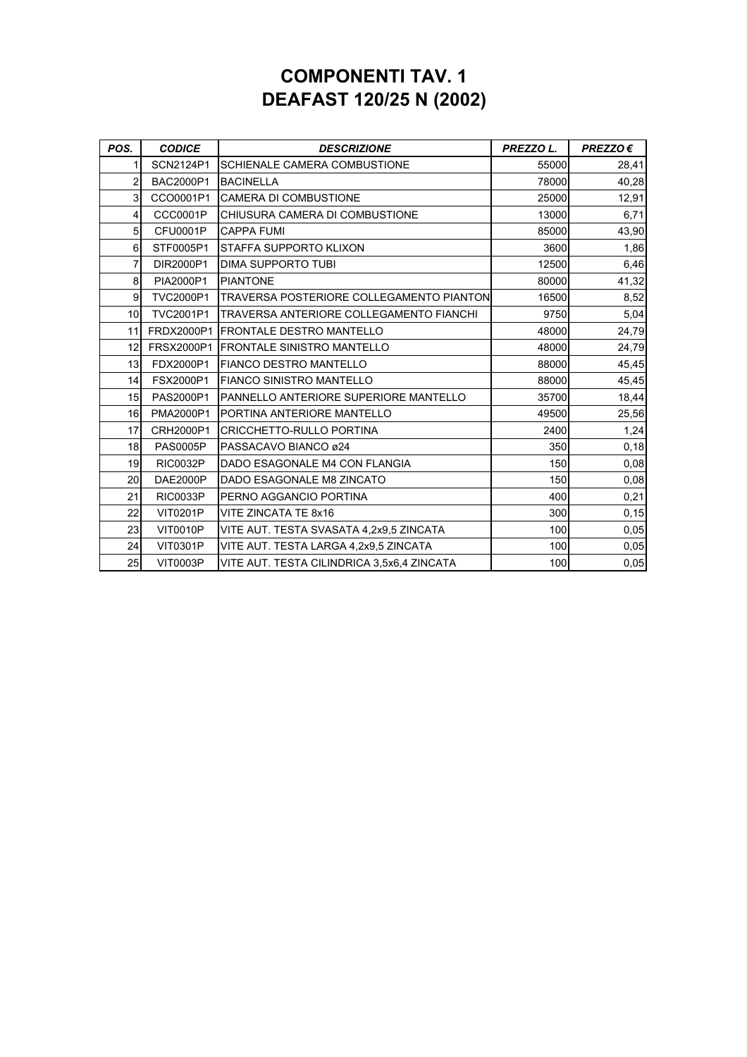# COMPONENTI TAV. 1
# DEAFAST 120/25 N (2002)

| *POS.* | *CODICE* | *DESCRIZIONE* | *PREZZO L.* | *PREZZO €* |
|---|---|---|---|---|
| 1 | SCN2124P1 | SCHIENALE CAMERA COMBUSTIONE | 55000 | 28,41 |
| 2 | BAC2000P1 | BACINELLA | 78000 | 40,28 |
| 3 | CCO0001P1 | CAMERA DI COMBUSTIONE | 25000 | 12,91 |
| 4 | CCC0001P | CHIUSURA CAMERA DI COMBUSTIONE | 13000 | 6,71 |
| 5 | CFU0001P | CAPPA FUMI | 85000 | 43,90 |
| 6 | STF0005P1 | STAFFA SUPPORTO KLIXON | 3600 | 1,86 |
| 7 | DIR2000P1 | DIMA SUPPORTO TUBI | 12500 | 6,46 |
| 8 | PIA2000P1 | PIANTONE | 80000 | 41,32 |
| 9 | TVC2000P1 | TRAVERSA POSTERIORE COLLEGAMENTO PIANTON | 16500 | 8,52 |
| 10 | TVC2001P1 | TRAVERSA ANTERIORE COLLEGAMENTO FIANCHI | 9750 | 5,04 |
| 11 | FRDX2000P1 | FRONTALE DESTRO MANTELLO | 48000 | 24,79 |
| 12 | FRSX2000P1 | FRONTALE SINISTRO MANTELLO | 48000 | 24,79 |
| 13 | FDX2000P1 | FIANCO DESTRO MANTELLO | 88000 | 45,45 |
| 14 | FSX2000P1 | FIANCO SINISTRO MANTELLO | 88000 | 45,45 |
| 15 | PAS2000P1 | PANNELLO ANTERIORE SUPERIORE MANTELLO | 35700 | 18,44 |
| 16 | PMA2000P1 | PORTINA ANTERIORE MANTELLO | 49500 | 25,56 |
| 17 | CRH2000P1 | CRICCHETTO-RULLO PORTINA | 2400 | 1,24 |
| 18 | PAS0005P | PASSACAVO BIANCO ø24 | 350 | 0,18 |
| 19 | RIC0032P | DADO ESAGONALE M4 CON FLANGIA | 150 | 0,08 |
| 20 | DAE2000P | DADO ESAGONALE M8 ZINCATO | 150 | 0,08 |
| 21 | RIC0033P | PERNO AGGANCIO PORTINA | 400 | 0,21 |
| 22 | VIT0201P | VITE ZINCATA TE 8x16 | 300 | 0,15 |
| 23 | VIT0010P | VITE AUT. TESTA SVASATA 4,2x9,5 ZINCATA | 100 | 0,05 |
| 24 | VIT0301P | VITE AUT. TESTA LARGA 4,2x9,5 ZINCATA | 100 | 0,05 |
| 25 | VIT0003P | VITE AUT. TESTA CILINDRICA 3,5x6,4 ZINCATA | 100 | 0,05 |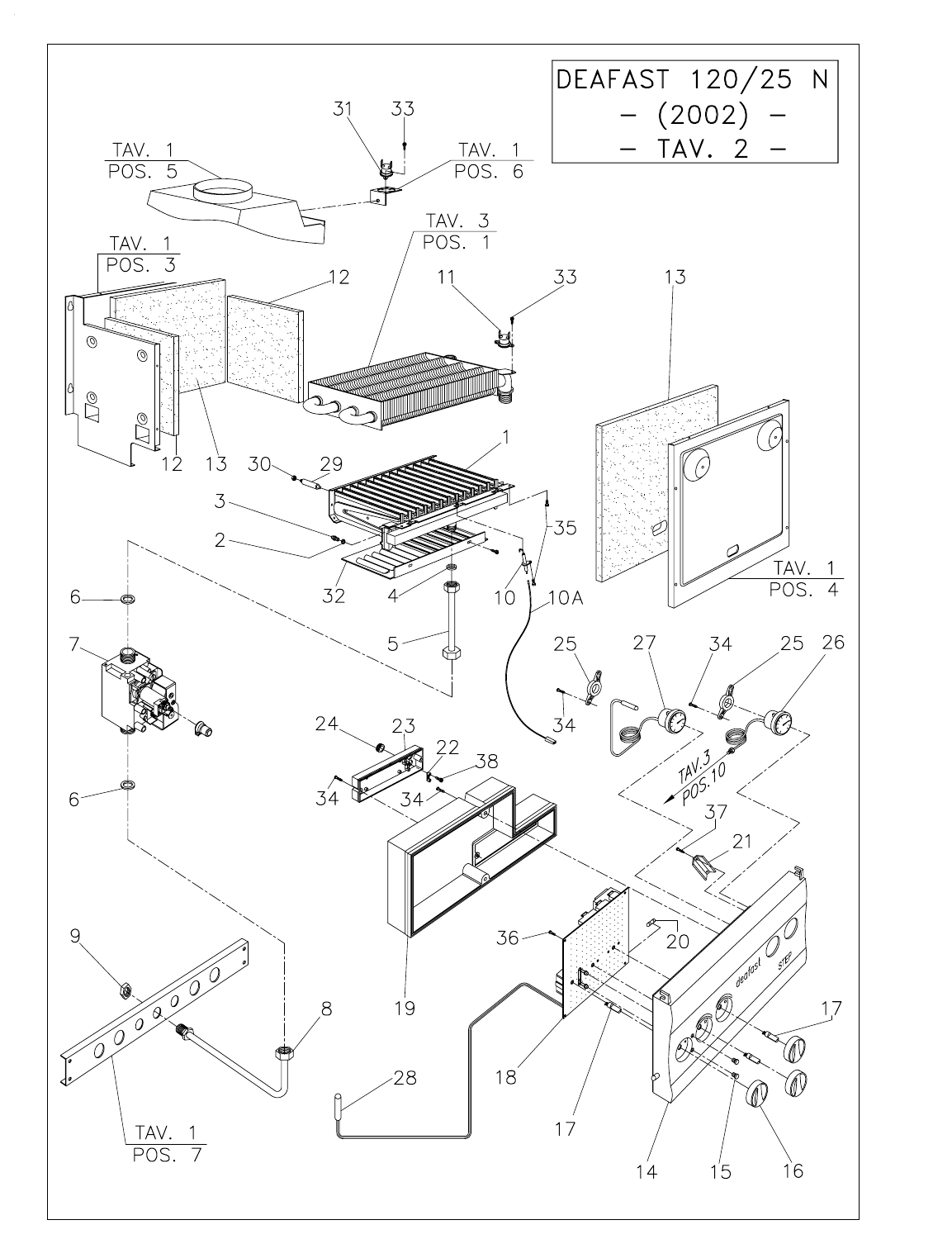# DEAFAST 120/25 N
## – (2002) –
## – TAV. 2 –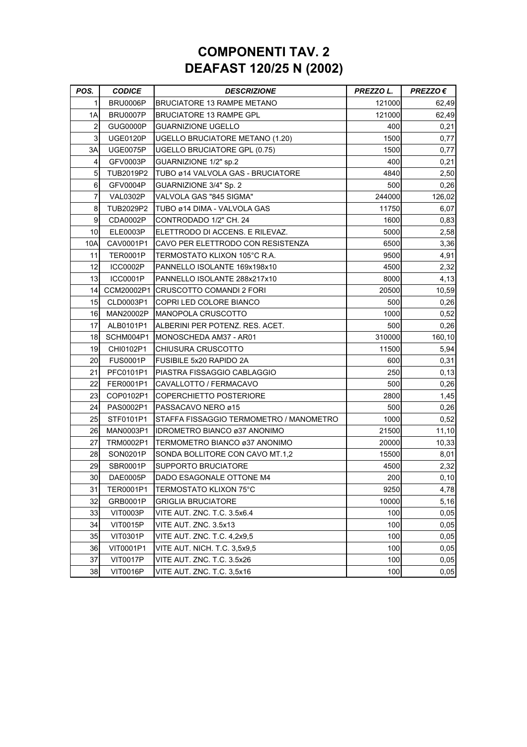# COMPONENTI TAV. 2
# DEAFAST 120/25 N (2002)

| *POS.* | *CODICE* | *DESCRIZIONE* | *PREZZO L.* | *PREZZO €* |
|---|---|---|---|---|
| 1 | BRU0006P | BRUCIATORE 13 RAMPE METANO | 121000 | 62,49 |
| 1A | BRU0007P | BRUCIATORE 13 RAMPE GPL | 121000 | 62,49 |
| 2 | GUG0000P | GUARNIZIONE UGELLO | 400 | 0,21 |
| 3 | UGE0120P | UGELLO BRUCIATORE METANO (1.20) | 1500 | 0,77 |
| 3A | UGE0075P | UGELLO BRUCIATORE GPL (0.75) | 1500 | 0,77 |
| 4 | GFV0003P | GUARNIZIONE 1/2" sp.2 | 400 | 0,21 |
| 5 | TUB2019P2 | TUBO ø14 VALVOLA GAS - BRUCIATORE | 4840 | 2,50 |
| 6 | GFV0004P | GUARNIZIONE 3/4" Sp. 2 | 500 | 0,26 |
| 7 | VAL0302P | VALVOLA GAS "845 SIGMA" | 244000 | 126,02 |
| 8 | TUB2029P2 | TUBO ø14 DIMA - VALVOLA GAS | 11750 | 6,07 |
| 9 | CDA0002P | CONTRODADO 1/2" CH. 24 | 1600 | 0,83 |
| 10 | ELE0003P | ELETTRODO DI ACCENS. E RILEVAZ. | 5000 | 2,58 |
| 10A | CAV0001P1 | CAVO PER ELETTRODO CON RESISTENZA | 6500 | 3,36 |
| 11 | TER0001P | TERMOSTATO KLIXON 105°C R.A. | 9500 | 4,91 |
| 12 | ICC0002P | PANNELLO ISOLANTE 169x198x10 | 4500 | 2,32 |
| 13 | ICC0001P | PANNELLO ISOLANTE 288x217x10 | 8000 | 4,13 |
| 14 | CCM20002P1 | CRUSCOTTO COMANDI 2 FORI | 20500 | 10,59 |
| 15 | CLD0003P1 | COPRI LED COLORE BIANCO | 500 | 0,26 |
| 16 | MAN20002P | MANOPOLA CRUSCOTTO | 1000 | 0,52 |
| 17 | ALB0101P1 | ALBERINI PER POTENZ. RES. ACET. | 500 | 0,26 |
| 18 | SCHM004P1 | MONOSCHEDA AM37 - AR01 | 310000 | 160,10 |
| 19 | CHI0102P1 | CHIUSURA CRUSCOTTO | 11500 | 5,94 |
| 20 | FUS0001P | FUSIBILE 5x20 RAPIDO 2A | 600 | 0,31 |
| 21 | PFC0101P1 | PIASTRA FISSAGGIO CABLAGGIO | 250 | 0,13 |
| 22 | FER0001P1 | CAVALLOTTO / FERMACAVO | 500 | 0,26 |
| 23 | COP0102P1 | COPERCHIETTO POSTERIORE | 2800 | 1,45 |
| 24 | PAS0002P1 | PASSACAVO NERO ø15 | 500 | 0,26 |
| 25 | STF0101P1 | STAFFA FISSAGGIO TERMOMETRO / MANOMETRO | 1000 | 0,52 |
| 26 | MAN0003P1 | IDROMETRO BIANCO ø37 ANONIMO | 21500 | 11,10 |
| 27 | TRM0002P1 | TERMOMETRO BIANCO ø37 ANONIMO | 20000 | 10,33 |
| 28 | SON0201P | SONDA BOLLITORE CON CAVO MT.1,2 | 15500 | 8,01 |
| 29 | SBR0001P | SUPPORTO BRUCIATORE | 4500 | 2,32 |
| 30 | DAE0005P | DADO ESAGONALE OTTONE M4 | 200 | 0,10 |
| 31 | TER0001P1 | TERMOSTATO KLIXON 75°C | 9250 | 4,78 |
| 32 | GRB0001P | GRIGLIA BRUCIATORE | 10000 | 5,16 |
| 33 | VIT0003P | VITE AUT. ZNC. T.C. 3.5x6.4 | 100 | 0,05 |
| 34 | VIT0015P | VITE AUT. ZNC. 3.5x13 | 100 | 0,05 |
| 35 | VIT0301P | VITE AUT. ZNC. T.C. 4,2x9,5 | 100 | 0,05 |
| 36 | VIT0001P1 | VITE AUT. NICH. T.C. 3,5x9,5 | 100 | 0,05 |
| 37 | VIT0017P | VITE AUT. ZNC. T.C. 3.5x26 | 100 | 0,05 |
| 38 | VIT0016P | VITE AUT. ZNC. T.C. 3,5x16 | 100 | 0,05 |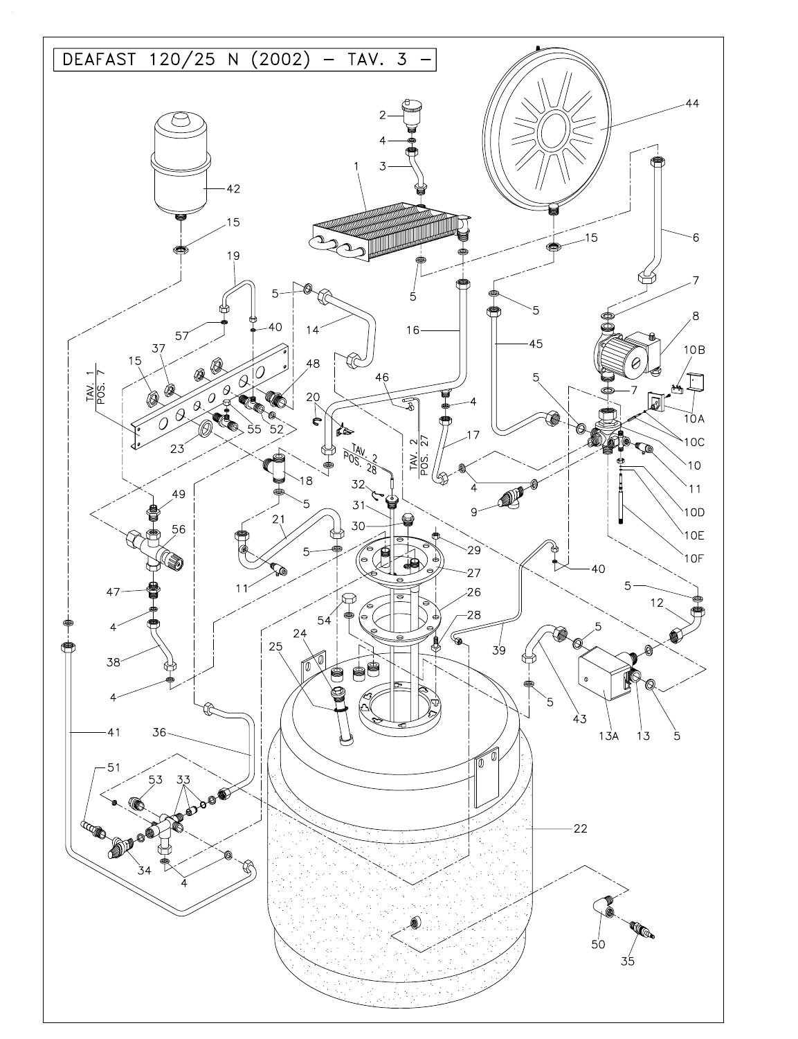# DEAFAST 120/25 N (2002) – TAV. 3 –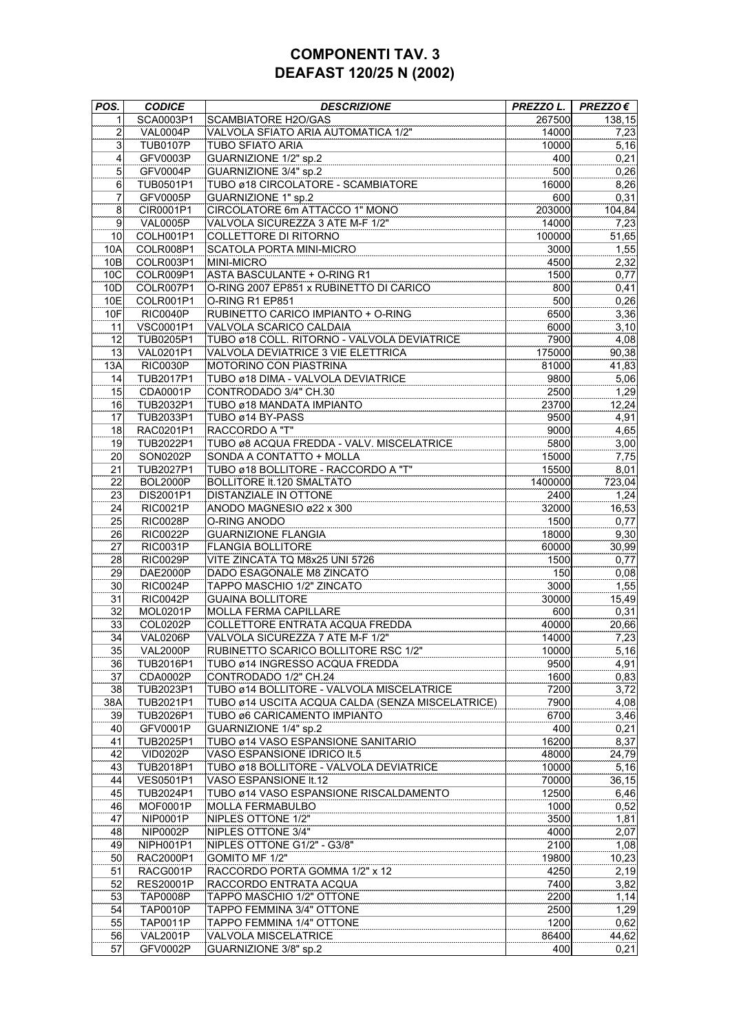# COMPONENTI TAV. 3
# DEAFAST 120/25 N (2002)

| *POS.* | *CODICE* | *DESCRIZIONE* | *PREZZO L.* | *PREZZO €* |
|---|---|---|---|---|
| 1 | SCA0003P1 | SCAMBIATORE H2O/GAS | 267500 | 138,15 |
| 2 | VAL0004P | VALVOLA SFIATO ARIA AUTOMATICA 1/2" | 14000 | 7,23 |
| 3 | TUB0107P | TUBO SFIATO ARIA | 10000 | 5,16 |
| 4 | GFV0003P | GUARNIZIONE 1/2" sp.2 | 400 | 0,21 |
| 5 | GFV0004P | GUARNIZIONE 3/4" sp.2 | 500 | 0,26 |
| 6 | TUB0501P1 | TUBO ø18 CIRCOLATORE - SCAMBIATORE | 16000 | 8,26 |
| 7 | GFV0005P | GUARNIZIONE 1" sp.2 | 600 | 0,31 |
| 8 | CIR0001P1 | CIRCOLATORE 6m ATTACCO 1" MONO | 203000 | 104,84 |
| 9 | VAL0005P | VALVOLA SICUREZZA 3 ATE M-F 1/2" | 14000 | 7,23 |
| 10 | COLH001P1 | COLLETTORE DI RITORNO | 100000 | 51,65 |
| 10A | COLR008P1 | SCATOLA PORTA MINI-MICRO | 3000 | 1,55 |
| 10B | COLR003P1 | MINI-MICRO | 4500 | 2,32 |
| 10C | COLR009P1 | ASTA BASCULANTE + O-RING R1 | 1500 | 0,77 |
| 10D | COLR007P1 | O-RING 2007 EP851 x RUBINETTO DI CARICO | 800 | 0,41 |
| 10E | COLR001P1 | O-RING R1 EP851 | 500 | 0,26 |
| 10F | RIC0040P | RUBINETTO CARICO IMPIANTO + O-RING | 6500 | 3,36 |
| 11 | VSC0001P1 | VALVOLA SCARICO CALDAIA | 6000 | 3,10 |
| 12 | TUB0205P1 | TUBO ø18 COLL. RITORNO - VALVOLA DEVIATRICE | 7900 | 4,08 |
| 13 | VAL0201P1 | VALVOLA DEVIATRICE 3 VIE ELETTRICA | 175000 | 90,38 |
| 13A | RIC0030P | MOTORINO CON PIASTRINA | 81000 | 41,83 |
| 14 | TUB2017P1 | TUBO ø18 DIMA - VALVOLA DEVIATRICE | 9800 | 5,06 |
| 15 | CDA0001P | CONTRODADO 3/4" CH.30 | 2500 | 1,29 |
| 16 | TUB2032P1 | TUBO ø18 MANDATA IMPIANTO | 23700 | 12,24 |
| 17 | TUB2033P1 | TUBO ø14 BY-PASS | 9500 | 4,91 |
| 18 | RAC0201P1 | RACCORDO A "T" | 9000 | 4,65 |
| 19 | TUB2022P1 | TUBO ø8 ACQUA FREDDA - VALV. MISCELATRICE | 5800 | 3,00 |
| 20 | SON0202P | SONDA A CONTATTO + MOLLA | 15000 | 7,75 |
| 21 | TUB2027P1 | TUBO ø18 BOLLITORE - RACCORDO A "T" | 15500 | 8,01 |
| 22 | BOL2000P | BOLLITORE lt.120 SMALTATO | 1400000 | 723,04 |
| 23 | DIS2001P1 | DISTANZIALE IN OTTONE | 2400 | 1,24 |
| 24 | RIC0021P | ANODO MAGNESIO ø22 x 300 | 32000 | 16,53 |
| 25 | RIC0028P | O-RING ANODO | 1500 | 0,77 |
| 26 | RIC0022P | GUARNIZIONE FLANGIA | 18000 | 9,30 |
| 27 | RIC0031P | FLANGIA BOLLITORE | 60000 | 30,99 |
| 28 | RIC0029P | VITE ZINCATA TQ M8x25 UNI 5726 | 1500 | 0,77 |
| 29 | DAE2000P | DADO ESAGONALE M8 ZINCATO | 150 | 0,08 |
| 30 | RIC0024P | TAPPO MASCHIO 1/2" ZINCATO | 3000 | 1,55 |
| 31 | RIC0042P | GUAINA BOLLITORE | 30000 | 15,49 |
| 32 | MOL0201P | MOLLA FERMA CAPILLARE | 600 | 0,31 |
| 33 | COL0202P | COLLETTORE ENTRATA ACQUA FREDDA | 40000 | 20,66 |
| 34 | VAL0206P | VALVOLA SICUREZZA 7 ATE M-F 1/2" | 14000 | 7,23 |
| 35 | VAL2000P | RUBINETTO SCARICO BOLLITORE RSC 1/2" | 10000 | 5,16 |
| 36 | TUB2016P1 | TUBO ø14 INGRESSO ACQUA FREDDA | 9500 | 4,91 |
| 37 | CDA0002P | CONTRODADO 1/2" CH.24 | 1600 | 0,83 |
| 38 | TUB2023P1 | TUBO ø14 BOLLITORE - VALVOLA MISCELATRICE | 7200 | 3,72 |
| 38A | TUB2021P1 | TUBO ø14 USCITA ACQUA CALDA (SENZA MISCELATRICE) | 7900 | 4,08 |
| 39 | TUB2026P1 | TUBO ø6 CARICAMENTO IMPIANTO | 6700 | 3,46 |
| 40 | GFV0001P | GUARNIZIONE 1/4" sp.2 | 400 | 0,21 |
| 41 | TUB2025P1 | TUBO ø14 VASO ESPANSIONE SANITARIO | 16200 | 8,37 |
| 42 | VID0202P | VASO ESPANSIONE IDRICO lt.5 | 48000 | 24,79 |
| 43 | TUB2018P1 | TUBO ø18 BOLLITORE - VALVOLA DEVIATRICE | 10000 | 5,16 |
| 44 | VES0501P1 | VASO ESPANSIONE lt.12 | 70000 | 36,15 |
| 45 | TUB2024P1 | TUBO ø14 VASO ESPANSIONE RISCALDAMENTO | 12500 | 6,46 |
| 46 | MOF0001P | MOLLA FERMABULBO | 1000 | 0,52 |
| 47 | NIP0001P | NIPLES OTTONE 1/2" | 3500 | 1,81 |
| 48 | NIP0002P | NIPLES OTTONE 3/4" | 4000 | 2,07 |
| 49 | NIPH001P1 | NIPLES OTTONE G1/2" - G3/8" | 2100 | 1,08 |
| 50 | RAC2000P1 | GOMITO MF 1/2" | 19800 | 10,23 |
| 51 | RACG001P | RACCORDO PORTA GOMMA 1/2" x 12 | 4250 | 2,19 |
| 52 | RES20001P | RACCORDO ENTRATA ACQUA | 7400 | 3,82 |
| 53 | TAP0008P | TAPPO MASCHIO 1/2" OTTONE | 2200 | 1,14 |
| 54 | TAP0010P | TAPPO FEMMINA 3/4" OTTONE | 2500 | 1,29 |
| 55 | TAP0011P | TAPPO FEMMINA 1/4" OTTONE | 1200 | 0,62 |
| 56 | VAL2001P | VALVOLA MISCELATRICE | 86400 | 44,62 |
| 57 | GFV0002P | GUARNIZIONE 3/8" sp.2 | 400 | 0,21 |